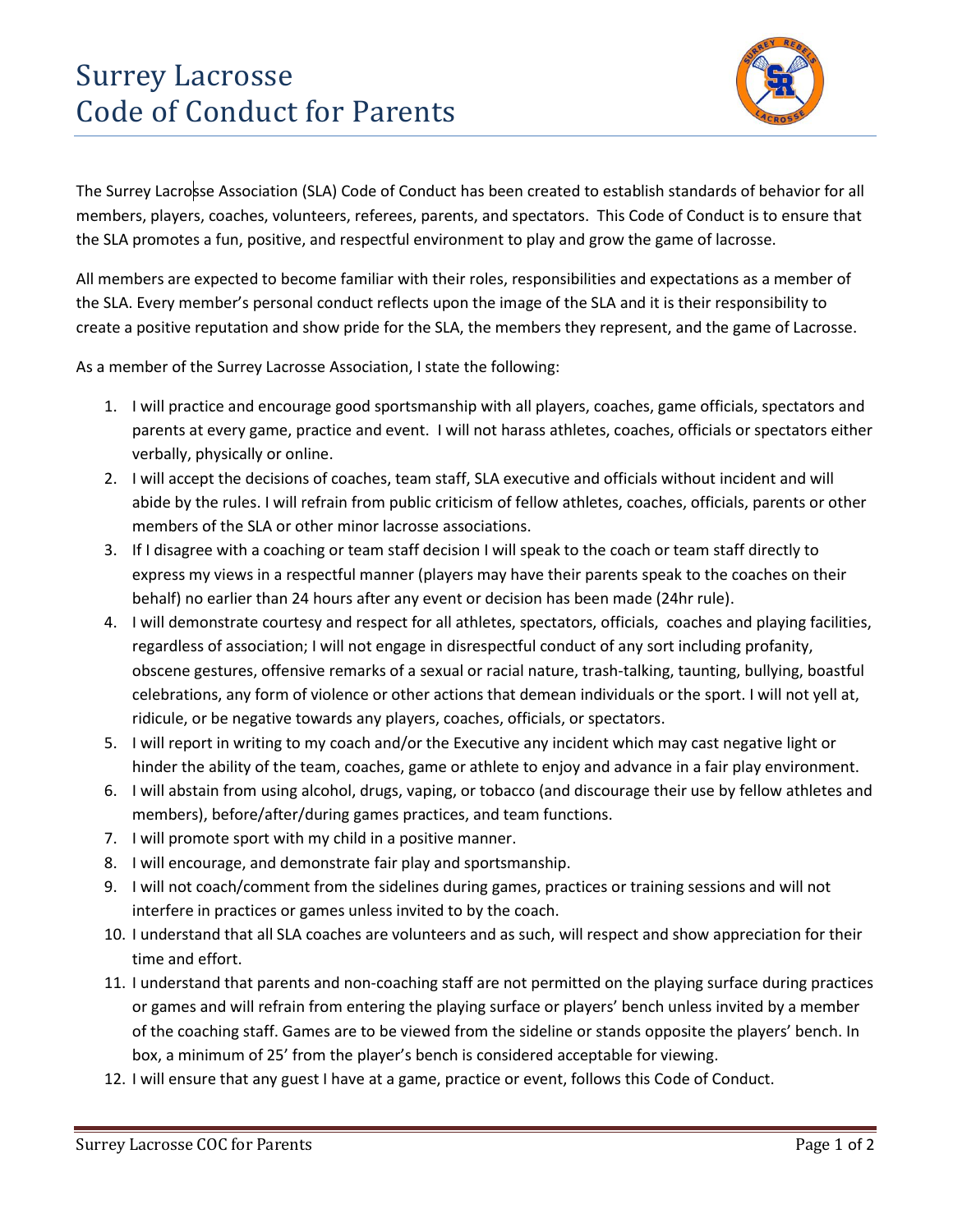# Surrey Lacrosse Code of Conduct for Parents

The Surrey Lacrosse Association (SLA) Code of Conduct has been created to establish standards of behavior for all members, players, coaches, volunteers, referees, parents, and spectators. This Code of Conduct is to ensure that the SLA promotes a fun, positive, and respectful environment to play and grow the game of lacrosse.

All members are expected to become familiar with their roles, responsibilities and expectations as a member of the SLA. Every member's personal conduct reflects upon the image of the SLA and it is their responsibility to create a positive reputation and show pride for the SLA, the members they represent, and the game of Lacrosse.

As a member of the Surrey Lacrosse Association, I state the following:

1. I will practice and encourage good sportsmanship with all players, coaches, game officials, spectators and parents at every game, practice and event. I will not harass athletes, coaches, officials or spectators either verbally, physically or online.
2. I will accept the decisions of coaches, team staff, SLA executive and officials without incident and will abide by the rules. I will refrain from public criticism of fellow athletes, coaches, officials, parents or other members of the SLA or other minor lacrosse associations.
3. If I disagree with a coaching or team staff decision I will speak to the coach or team staff directly to express my views in a respectful manner (players may have their parents speak to the coaches on their behalf) no earlier than 24 hours after any event or decision has been made (24hr rule).
4. I will demonstrate courtesy and respect for all athletes, spectators, officials, coaches and playing facilities, regardless of association; I will not engage in disrespectful conduct of any sort including profanity, obscene gestures, offensive remarks of a sexual or racial nature, trash-talking, taunting, bullying, boastful celebrations, any form of violence or other actions that demean individuals or the sport. I will not yell at, ridicule, or be negative towards any players, coaches, officials, or spectators.
5. I will report in writing to my coach and/or the Executive any incident which may cast negative light or hinder the ability of the team, coaches, game or athlete to enjoy and advance in a fair play environment.
6. I will abstain from using alcohol, drugs, vaping, or tobacco (and discourage their use by fellow athletes and members), before/after/during games practices, and team functions.
7. I will promote sport with my child in a positive manner.
8. I will encourage, and demonstrate fair play and sportsmanship.
9. I will not coach/comment from the sidelines during games, practices or training sessions and will not interfere in practices or games unless invited to by the coach.
10. I understand that all SLA coaches are volunteers and as such, will respect and show appreciation for their time and effort.
11. I understand that parents and non-coaching staff are not permitted on the playing surface during practices or games and will refrain from entering the playing surface or players' bench unless invited by a member of the coaching staff. Games are to be viewed from the sideline or stands opposite the players' bench. In box, a minimum of 25' from the player's bench is considered acceptable for viewing.
12. I will ensure that any guest I have at a game, practice or event, follows this Code of Conduct.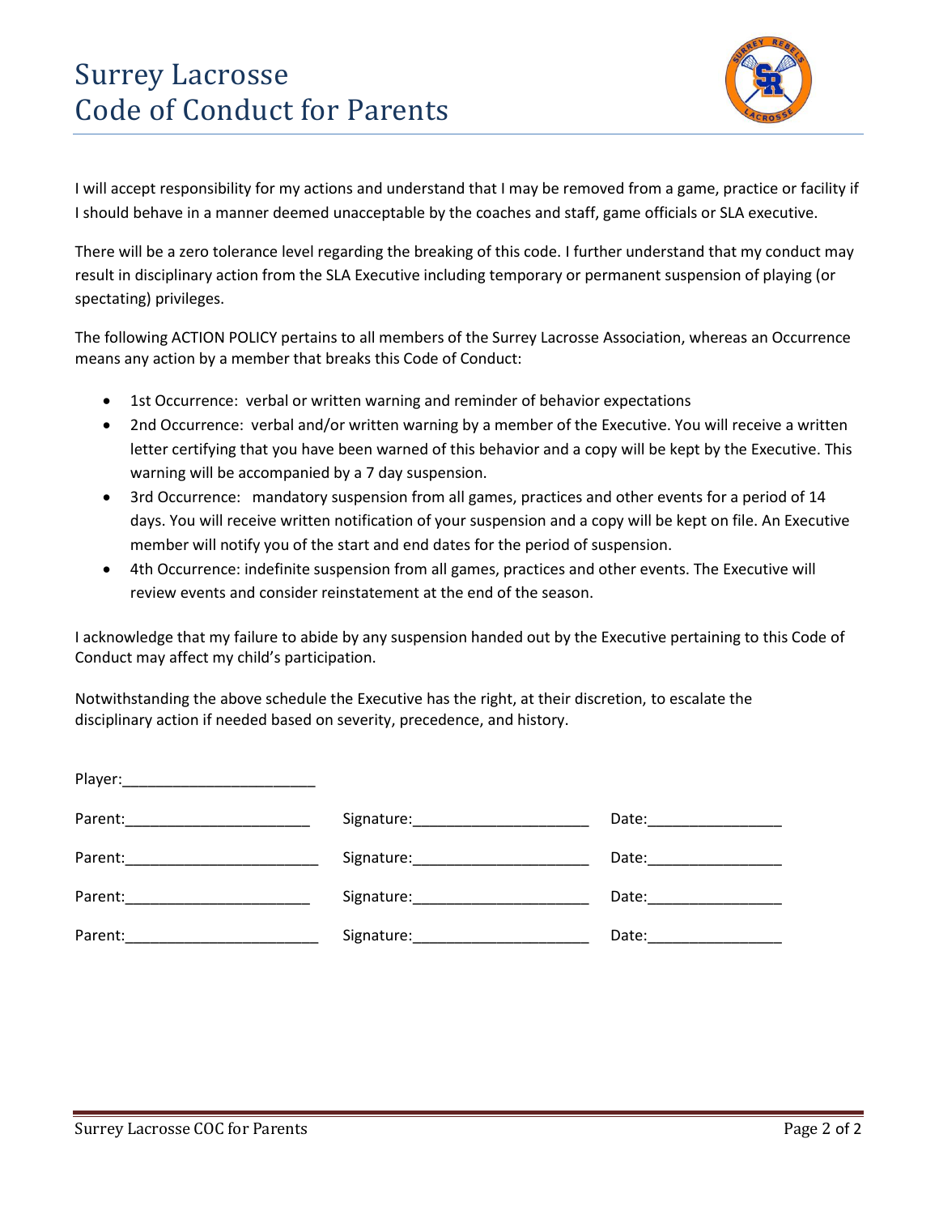# Surrey Lacrosse
# Code of Conduct for Parents

I will accept responsibility for my actions and understand that I may be removed from a game, practice or facility if I should behave in a manner deemed unacceptable by the coaches and staff, game officials or SLA executive.

There will be a zero tolerance level regarding the breaking of this code. I further understand that my conduct may result in disciplinary action from the SLA Executive including temporary or permanent suspension of playing (or spectating) privileges.

The following ACTION POLICY pertains to all members of the Surrey Lacrosse Association, whereas an Occurrence means any action by a member that breaks this Code of Conduct:

- 1st Occurrence: verbal or written warning and reminder of behavior expectations
- 2nd Occurrence: verbal and/or written warning by a member of the Executive. You will receive a written letter certifying that you have been warned of this behavior and a copy will be kept by the Executive. This warning will be accompanied by a 7 day suspension.
- 3rd Occurrence: mandatory suspension from all games, practices and other events for a period of 14 days. You will receive written notification of your suspension and a copy will be kept on file. An Executive member will notify you of the start and end dates for the period of suspension.
- 4th Occurrence: indefinite suspension from all games, practices and other events. The Executive will review events and consider reinstatement at the end of the season.

I acknowledge that my failure to abide by any suspension handed out by the Executive pertaining to this Code of Conduct may affect my child's participation.

Notwithstanding the above schedule the Executive has the right, at their discretion, to escalate the disciplinary action if needed based on severity, precedence, and history.

Player:_______________________

Parent:______________________ Signature:_____________________ Date:________________

Parent:______________________ Signature:_____________________ Date:________________

Parent:______________________ Signature:_____________________ Date:________________

Parent:______________________ Signature:_____________________ Date:________________